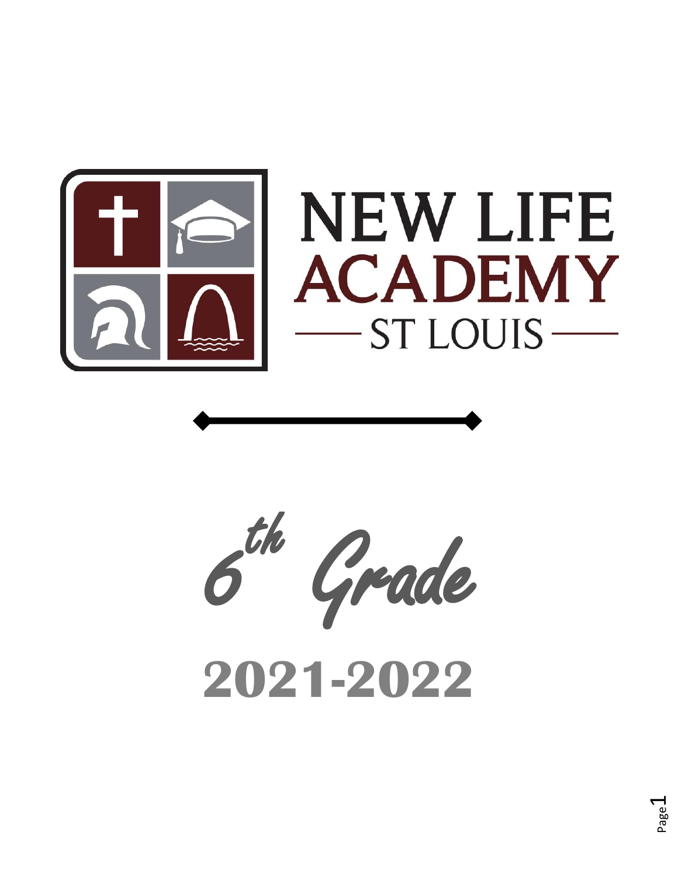# NEW LIFE ACADEMY

## ST LOUIS

# 6th Grade

# 2021-2022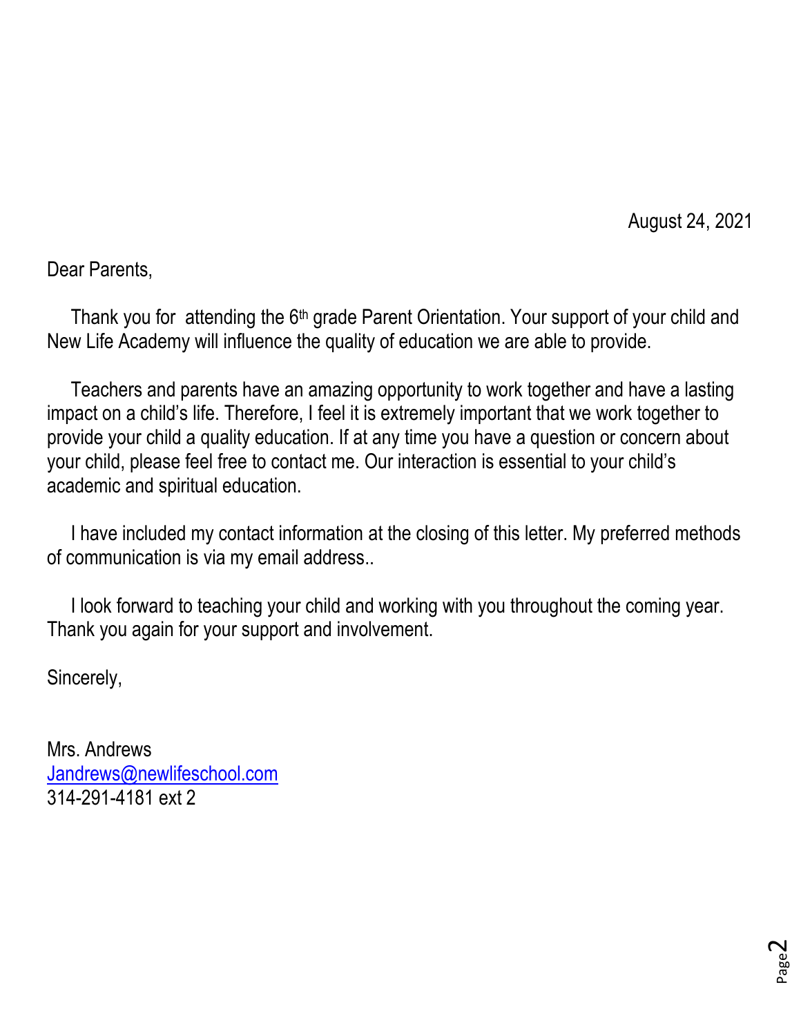August 24, 2021

Dear Parents,

Thank you for attending the 6th grade Parent Orientation. Your support of your child and New Life Academy will influence the quality of education we are able to provide.

Teachers and parents have an amazing opportunity to work together and have a lasting impact on a child's life. Therefore, I feel it is extremely important that we work together to provide your child a quality education. If at any time you have a question or concern about your child, please feel free to contact me. Our interaction is essential to your child's academic and spiritual education.

I have included my contact information at the closing of this letter. My preferred methods of communication is via my email address..

I look forward to teaching your child and working with you throughout the coming year. Thank you again for your support and involvement.

Sincerely,

Mrs. Andrews
Jandrews@newlifeschool.com
314-291-4181 ext 2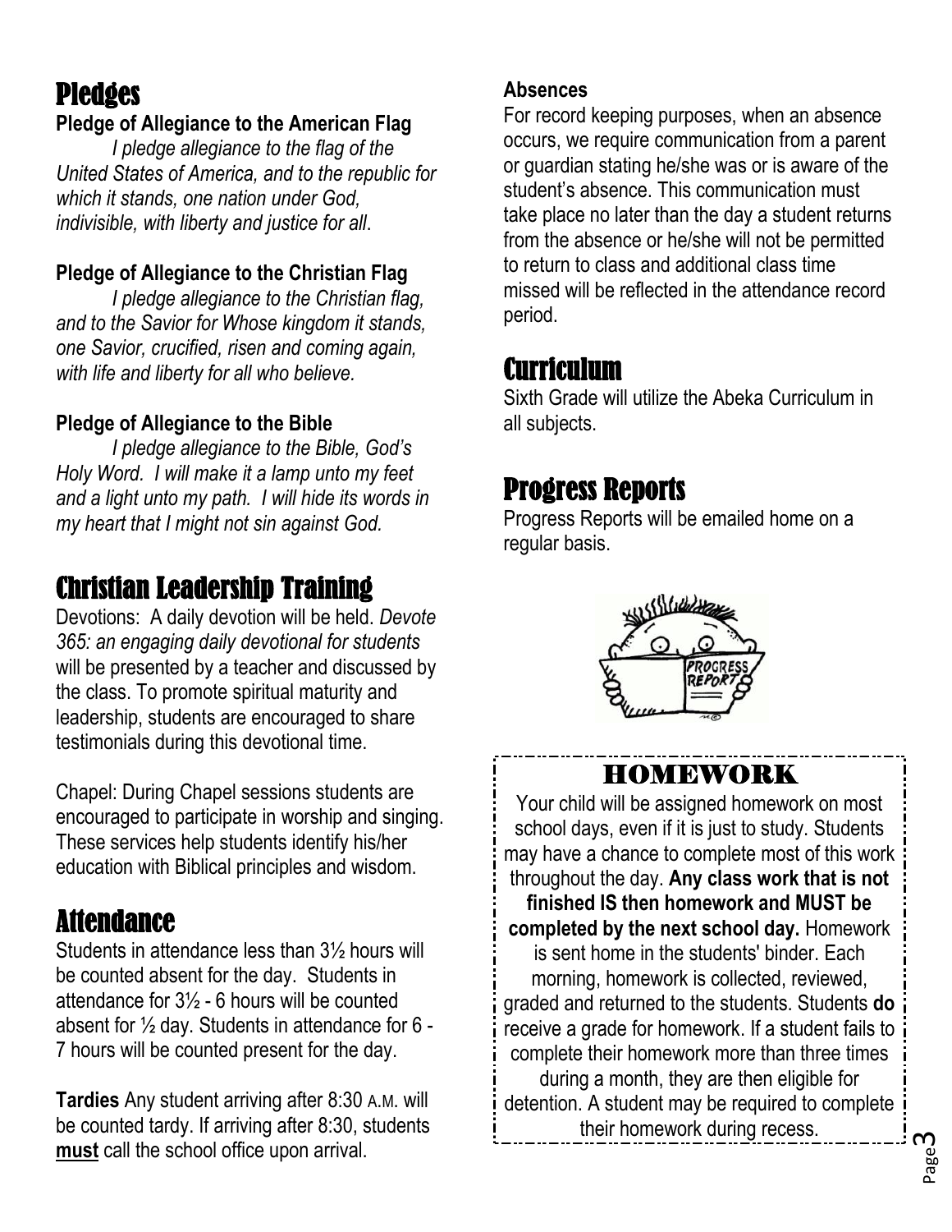## Pledges

**Pledge of Allegiance to the American Flag**

*I pledge allegiance to the flag of the United States of America, and to the republic for which it stands, one nation under God, indivisible, with liberty and justice for all*.

**Pledge of Allegiance to the Christian Flag**

*I pledge allegiance to the Christian flag, and to the Savior for Whose kingdom it stands, one Savior, crucified, risen and coming again, with life and liberty for all who believe.*

**Pledge of Allegiance to the Bible**

*I pledge allegiance to the Bible, God's Holy Word. I will make it a lamp unto my feet and a light unto my path. I will hide its words in my heart that I might not sin against God.*

## Christian Leadership Training

Devotions: A daily devotion will be held. *Devote 365: an engaging daily devotional for students* will be presented by a teacher and discussed by the class. To promote spiritual maturity and leadership, students are encouraged to share testimonials during this devotional time.

Chapel: During Chapel sessions students are encouraged to participate in worship and singing. These services help students identify his/her education with Biblical principles and wisdom.

## Attendance

Students in attendance less than 3½ hours will be counted absent for the day. Students in attendance for 3½ - 6 hours will be counted absent for ½ day. Students in attendance for 6 - 7 hours will be counted present for the day.

**Tardies** Any student arriving after 8:30 A.M. will be counted tardy. If arriving after 8:30, students **must** call the school office upon arrival.

**Absences**

For record keeping purposes, when an absence occurs, we require communication from a parent or guardian stating he/she was or is aware of the student's absence. This communication must take place no later than the day a student returns from the absence or he/she will not be permitted to return to class and additional class time missed will be reflected in the attendance record period.

## Curriculum

Sixth Grade will utilize the Abeka Curriculum in all subjects.

## Progress Reports

Progress Reports will be emailed home on a regular basis.

## HOMEWORK

Your child will be assigned homework on most school days, even if it is just to study. Students may have a chance to complete most of this work throughout the day. **Any class work that is not finished IS then homework and MUST be completed by the next school day.** Homework is sent home in the students' binder. Each morning, homework is collected, reviewed, graded and returned to the students. Students **do** receive a grade for homework. If a student fails to complete their homework more than three times during a month, they are then eligible for detention. A student may be required to complete their homework during recess.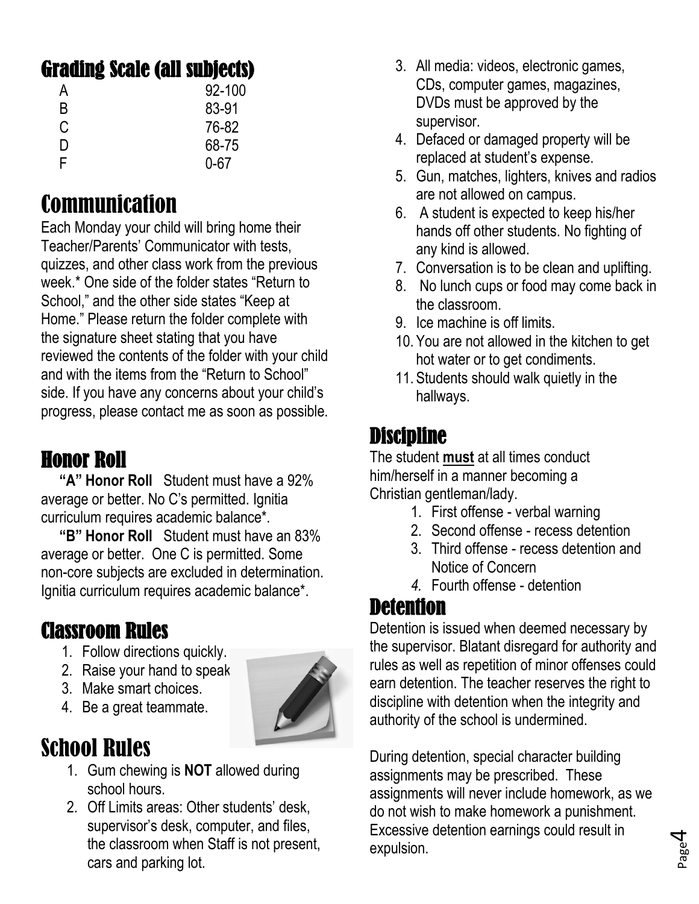## Grading Scale (all subjects)

| | |
|---|---|
| A | 92-100 |
| B | 83-91 |
| C | 76-82 |
| D | 68-75 |
| F | 0-67 |

# Communication

Each Monday your child will bring home their Teacher/Parents' Communicator with tests, quizzes, and other class work from the previous week.* One side of the folder states "Return to School," and the other side states "Keep at Home." Please return the folder complete with the signature sheet stating that you have reviewed the contents of the folder with your child and with the items from the "Return to School" side. If you have any concerns about your child's progress, please contact me as soon as possible.

## Honor Roll

**"A" Honor Roll** Student must have a 92% average or better. No C's permitted. Ignitia curriculum requires academic balance*.

**"B" Honor Roll** Student must have an 83% average or better. One C is permitted. Some non-core subjects are excluded in determination. Ignitia curriculum requires academic balance*.

## Classroom Rules

1. Follow directions quickly.
2. Raise your hand to speak
3. Make smart choices.
4. Be a great teammate.

# School Rules

1. Gum chewing is **NOT** allowed during school hours.
2. Off Limits areas: Other students' desk, supervisor's desk, computer, and files, the classroom when Staff is not present, cars and parking lot.
3. All media: videos, electronic games, CDs, computer games, magazines, DVDs must be approved by the supervisor.
4. Defaced or damaged property will be replaced at student's expense.
5. Gun, matches, lighters, knives and radios are not allowed on campus.
6. A student is expected to keep his/her hands off other students. No fighting of any kind is allowed.
7. Conversation is to be clean and uplifting.
8. No lunch cups or food may come back in the classroom.
9. Ice machine is off limits.
10. You are not allowed in the kitchen to get hot water or to get condiments.
11. Students should walk quietly in the hallways.

## Discipline

The student **must** at all times conduct him/herself in a manner becoming a Christian gentleman/lady.

1. First offense - verbal warning
2. Second offense - recess detention
3. Third offense - recess detention and Notice of Concern
4. Fourth offense - detention

## Detention

Detention is issued when deemed necessary by the supervisor. Blatant disregard for authority and rules as well as repetition of minor offenses could earn detention. The teacher reserves the right to discipline with detention when the integrity and authority of the school is undermined.

During detention, special character building assignments may be prescribed. These assignments will never include homework, as we do not wish to make homework a punishment. Excessive detention earnings could result in expulsion.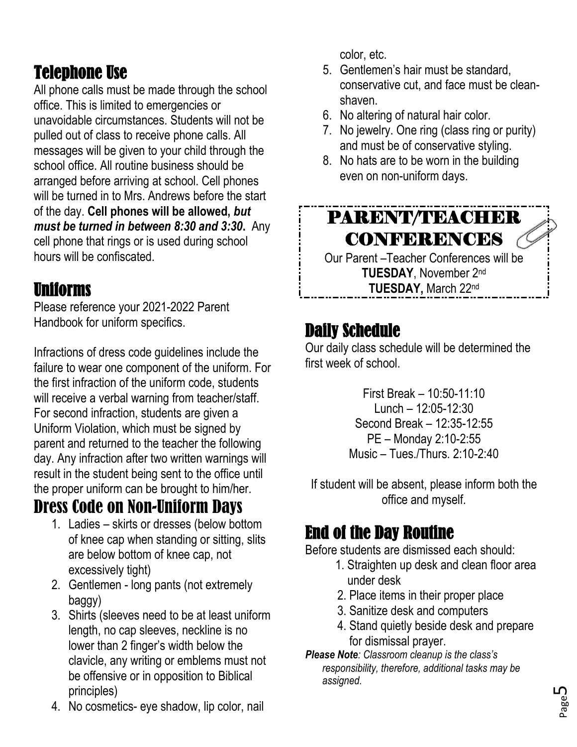## Telephone Use

All phone calls must be made through the school office. This is limited to emergencies or unavoidable circumstances. Students will not be pulled out of class to receive phone calls. All messages will be given to your child through the school office. All routine business should be arranged before arriving at school. Cell phones will be turned in to Mrs. Andrews before the start of the day. **Cell phones will be allowed,** ***but must be turned in between 8:30 and 3:30.*** Any cell phone that rings or is used during school hours will be confiscated.

## Uniforms

Please reference your 2021-2022 Parent Handbook for uniform specifics.

Infractions of dress code guidelines include the failure to wear one component of the uniform. For the first infraction of the uniform code, students will receive a verbal warning from teacher/staff. For second infraction, students are given a Uniform Violation, which must be signed by parent and returned to the teacher the following day. Any infraction after two written warnings will result in the student being sent to the office until the proper uniform can be brought to him/her.

## Dress Code on Non-Uniform Days

1. Ladies – skirts or dresses (below bottom of knee cap when standing or sitting, slits are below bottom of knee cap, not excessively tight)
2. Gentlemen - long pants (not extremely baggy)
3. Shirts (sleeves need to be at least uniform length, no cap sleeves, neckline is no lower than 2 finger's width below the clavicle, any writing or emblems must not be offensive or in opposition to Biblical principles)
4. No cosmetics- eye shadow, lip color, nail color, etc.
5. Gentlemen's hair must be standard, conservative cut, and face must be clean-shaven.
6. No altering of natural hair color.
7. No jewelry. One ring (class ring or purity) and must be of conservative styling.
8. No hats are to be worn in the building even on non-uniform days.

## PARENT/TEACHER CONFERENCES

Our Parent –Teacher Conferences will be
**TUESDAY**, November 2nd
**TUESDAY,** March 22nd

## Daily Schedule

Our daily class schedule will be determined the first week of school.

First Break – 10:50-11:10
Lunch – 12:05-12:30
Second Break – 12:35-12:55
PE – Monday 2:10-2:55
Music – Tues./Thurs. 2:10-2:40

If student will be absent, please inform both the office and myself.

## End of the Day Routine

Before students are dismissed each should:

1. Straighten up desk and clean floor area under desk
2. Place items in their proper place
3. Sanitize desk and computers
4. Stand quietly beside desk and prepare for dismissal prayer.

***Please Note****: Classroom cleanup is the class's responsibility, therefore, additional tasks may be assigned.*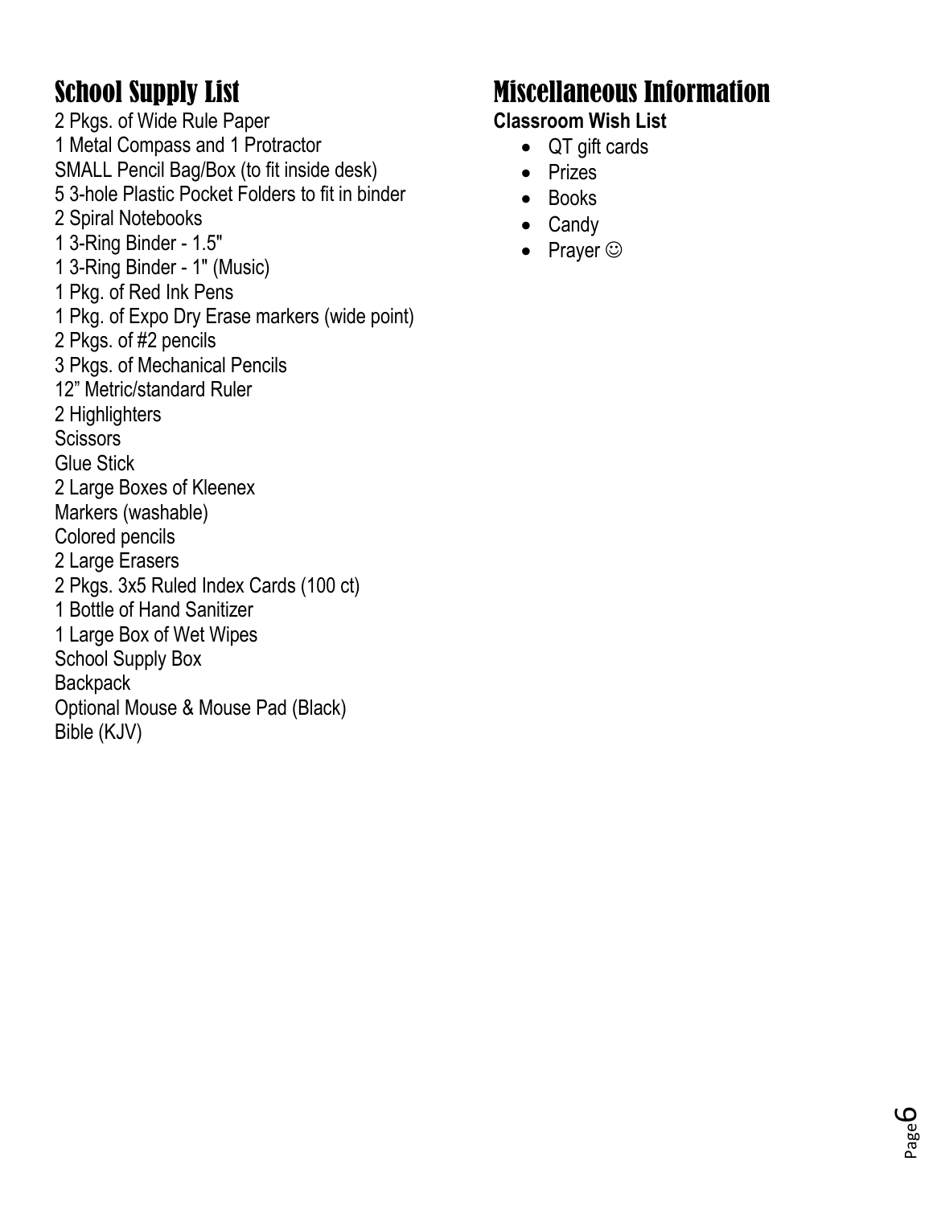## School Supply List

2 Pkgs. of Wide Rule Paper
1 Metal Compass and 1 Protractor
SMALL Pencil Bag/Box (to fit inside desk)
5 3-hole Plastic Pocket Folders to fit in binder
2 Spiral Notebooks
1 3-Ring Binder - 1.5"
1 3-Ring Binder - 1" (Music)
1 Pkg. of Red Ink Pens
1 Pkg. of Expo Dry Erase markers (wide point)
2 Pkgs. of #2 pencils
3 Pkgs. of Mechanical Pencils
12" Metric/standard Ruler
2 Highlighters
Scissors
Glue Stick
2 Large Boxes of Kleenex
Markers (washable)
Colored pencils
2 Large Erasers
2 Pkgs. 3x5 Ruled Index Cards (100 ct)
1 Bottle of Hand Sanitizer
1 Large Box of Wet Wipes
School Supply Box
Backpack
Optional Mouse & Mouse Pad (Black)
Bible (KJV)

## Miscellaneous Information

**Classroom Wish List**

- QT gift cards
- Prizes
- Books
- Candy
- Prayer ☺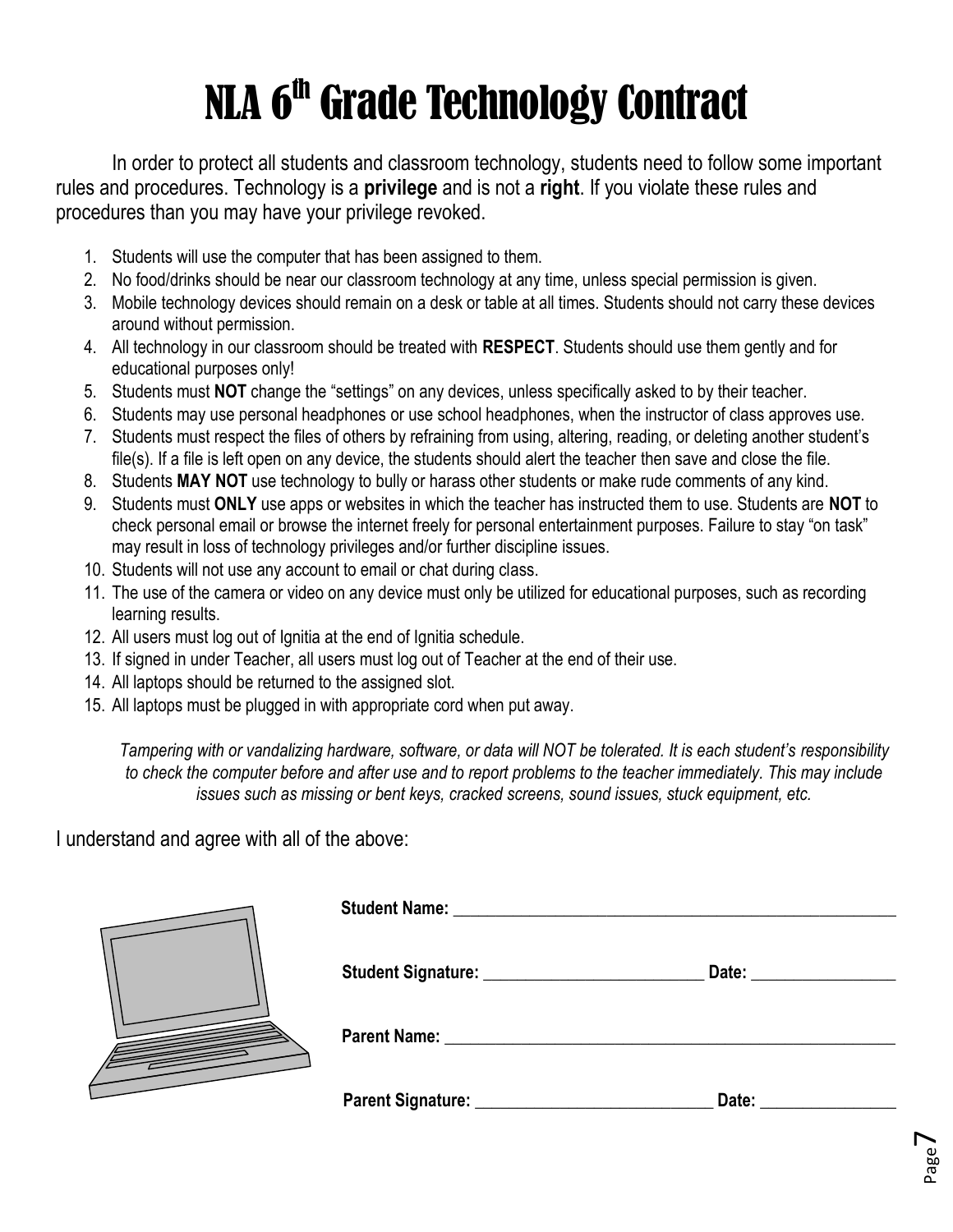# NLA 6th Grade Technology Contract

In order to protect all students and classroom technology, students need to follow some important rules and procedures. Technology is a **privilege** and is not a **right**. If you violate these rules and procedures than you may have your privilege revoked.

1. Students will use the computer that has been assigned to them.
2. No food/drinks should be near our classroom technology at any time, unless special permission is given.
3. Mobile technology devices should remain on a desk or table at all times. Students should not carry these devices around without permission.
4. All technology in our classroom should be treated with **RESPECT**. Students should use them gently and for educational purposes only!
5. Students must **NOT** change the "settings" on any devices, unless specifically asked to by their teacher.
6. Students may use personal headphones or use school headphones, when the instructor of class approves use.
7. Students must respect the files of others by refraining from using, altering, reading, or deleting another student's file(s). If a file is left open on any device, the students should alert the teacher then save and close the file.
8. Students **MAY NOT** use technology to bully or harass other students or make rude comments of any kind.
9. Students must **ONLY** use apps or websites in which the teacher has instructed them to use. Students are **NOT** to check personal email or browse the internet freely for personal entertainment purposes. Failure to stay "on task" may result in loss of technology privileges and/or further discipline issues.
10. Students will not use any account to email or chat during class.
11. The use of the camera or video on any device must only be utilized for educational purposes, such as recording learning results.
12. All users must log out of Ignitia at the end of Ignitia schedule.
13. If signed in under Teacher, all users must log out of Teacher at the end of their use.
14. All laptops should be returned to the assigned slot.
15. All laptops must be plugged in with appropriate cord when put away.

*Tampering with or vandalizing hardware, software, or data will NOT be tolerated. It is each student's responsibility to check the computer before and after use and to report problems to the teacher immediately. This may include issues such as missing or bent keys, cracked screens, sound issues, stuck equipment, etc.*

I understand and agree with all of the above:

**Student Name:** ______________________________________________

**Student Signature:** ________________________ **Date:** ________________

**Parent Name:** ______________________________________________

**Parent Signature:** __________________________ **Date:** ________________